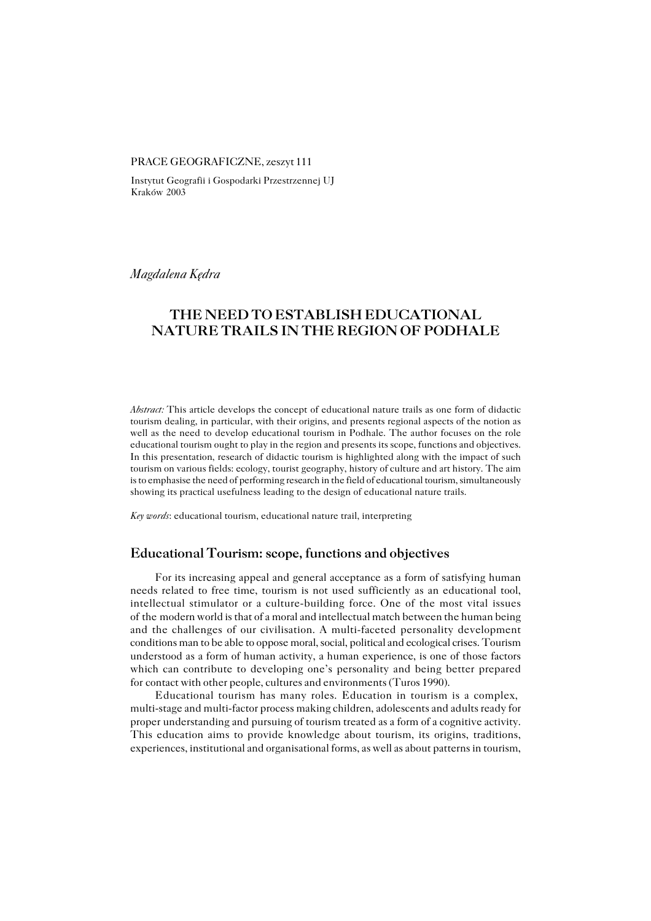PRACE GEOGRAFICZNE, zeszyt 111

Instytut Geografii i Gospodarki Przestrzennej UJ
Kraków 2003

*Magdalena Kędra*

# THE NEED TO ESTABLISH EDUCATIONAL NATURE TRAILS IN THE REGION OF PODHALE

*Abstract:* This article develops the concept of educational nature trails as one form of didactic tourism dealing, in particular, with their origins, and presents regional aspects of the notion as well as the need to develop educational tourism in Podhale. The author focuses on the role educational tourism ought to play in the region and presents its scope, functions and objectives. In this presentation, research of didactic tourism is highlighted along with the impact of such tourism on various fields: ecology, tourist geography, history of culture and art history. The aim is to emphasise the need of performing research in the field of educational tourism, simultaneously showing its practical usefulness leading to the design of educational nature trails.

*Key words*: educational tourism, educational nature trail, interpreting

## Educational Tourism: scope, functions and objectives

For its increasing appeal and general acceptance as a form of satisfying human needs related to free time, tourism is not used sufficiently as an educational tool, intellectual stimulator or a culture-building force. One of the most vital issues of the modern world is that of a moral and intellectual match between the human being and the challenges of our civilisation. A multi-faceted personality development conditions man to be able to oppose moral, social, political and ecological crises. Tourism understood as a form of human activity, a human experience, is one of those factors which can contribute to developing one's personality and being better prepared for contact with other people, cultures and environments (Turos 1990).

Educational tourism has many roles. Education in tourism is a complex, multi-stage and multi-factor process making children, adolescents and adults ready for proper understanding and pursuing of tourism treated as a form of a cognitive activity. This education aims to provide knowledge about tourism, its origins, traditions, experiences, institutional and organisational forms, as well as about patterns in tourism,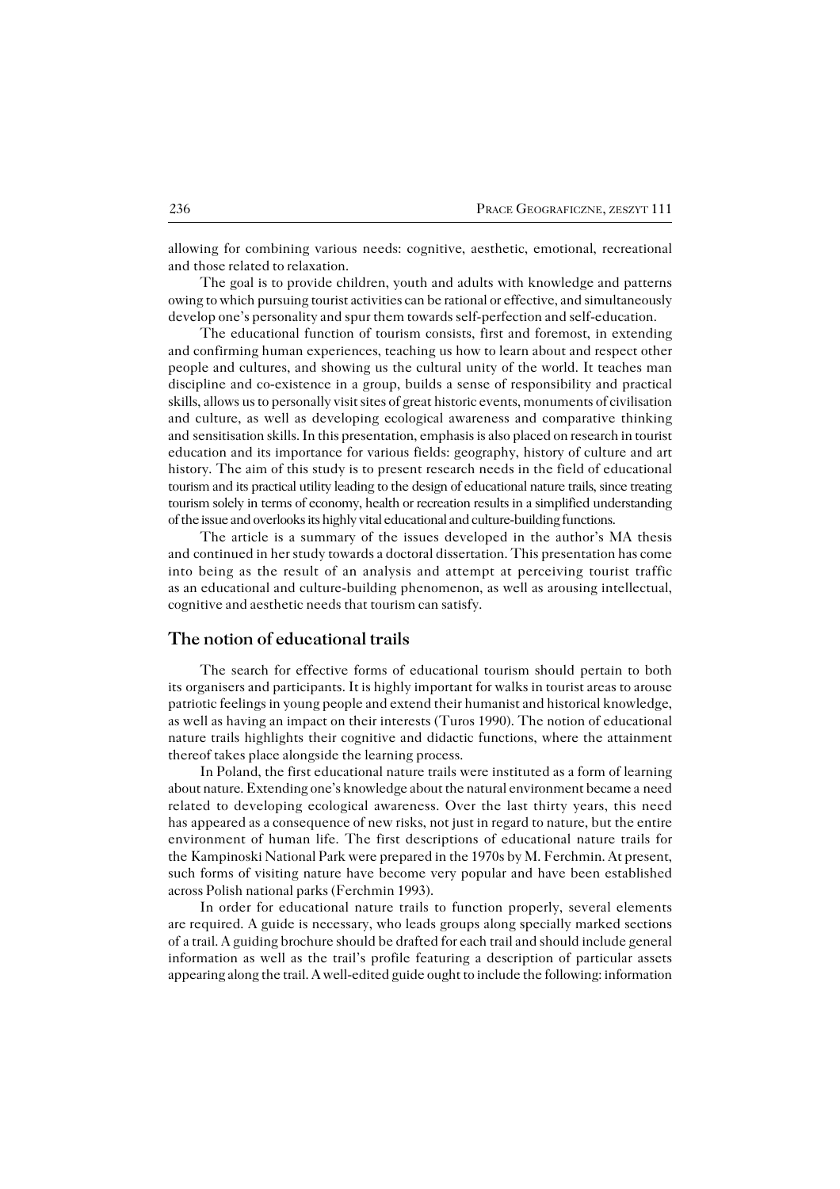allowing for combining various needs: cognitive, aesthetic, emotional, recreational and those related to relaxation.

The goal is to provide children, youth and adults with knowledge and patterns owing to which pursuing tourist activities can be rational or effective, and simultaneously develop one's personality and spur them towards self-perfection and self-education.

The educational function of tourism consists, first and foremost, in extending and confirming human experiences, teaching us how to learn about and respect other people and cultures, and showing us the cultural unity of the world. It teaches man discipline and co-existence in a group, builds a sense of responsibility and practical skills, allows us to personally visit sites of great historic events, monuments of civilisation and culture, as well as developing ecological awareness and comparative thinking and sensitisation skills. In this presentation, emphasis is also placed on research in tourist education and its importance for various fields: geography, history of culture and art history. The aim of this study is to present research needs in the field of educational tourism and its practical utility leading to the design of educational nature trails, since treating tourism solely in terms of economy, health or recreation results in a simplified understanding of the issue and overlooks its highly vital educational and culture-building functions.

The article is a summary of the issues developed in the author's MA thesis and continued in her study towards a doctoral dissertation. This presentation has come into being as the result of an analysis and attempt at perceiving tourist traffic as an educational and culture-building phenomenon, as well as arousing intellectual, cognitive and aesthetic needs that tourism can satisfy.

## The notion of educational trails

The search for effective forms of educational tourism should pertain to both its organisers and participants. It is highly important for walks in tourist areas to arouse patriotic feelings in young people and extend their humanist and historical knowledge, as well as having an impact on their interests (Turos 1990). The notion of educational nature trails highlights their cognitive and didactic functions, where the attainment thereof takes place alongside the learning process.

In Poland, the first educational nature trails were instituted as a form of learning about nature. Extending one's knowledge about the natural environment became a need related to developing ecological awareness. Over the last thirty years, this need has appeared as a consequence of new risks, not just in regard to nature, but the entire environment of human life. The first descriptions of educational nature trails for the Kampinoski National Park were prepared in the 1970s by M. Ferchmin. At present, such forms of visiting nature have become very popular and have been established across Polish national parks (Ferchmin 1993).

In order for educational nature trails to function properly, several elements are required. A guide is necessary, who leads groups along specially marked sections of a trail. A guiding brochure should be drafted for each trail and should include general information as well as the trail's profile featuring a description of particular assets appearing along the trail. A well-edited guide ought to include the following: information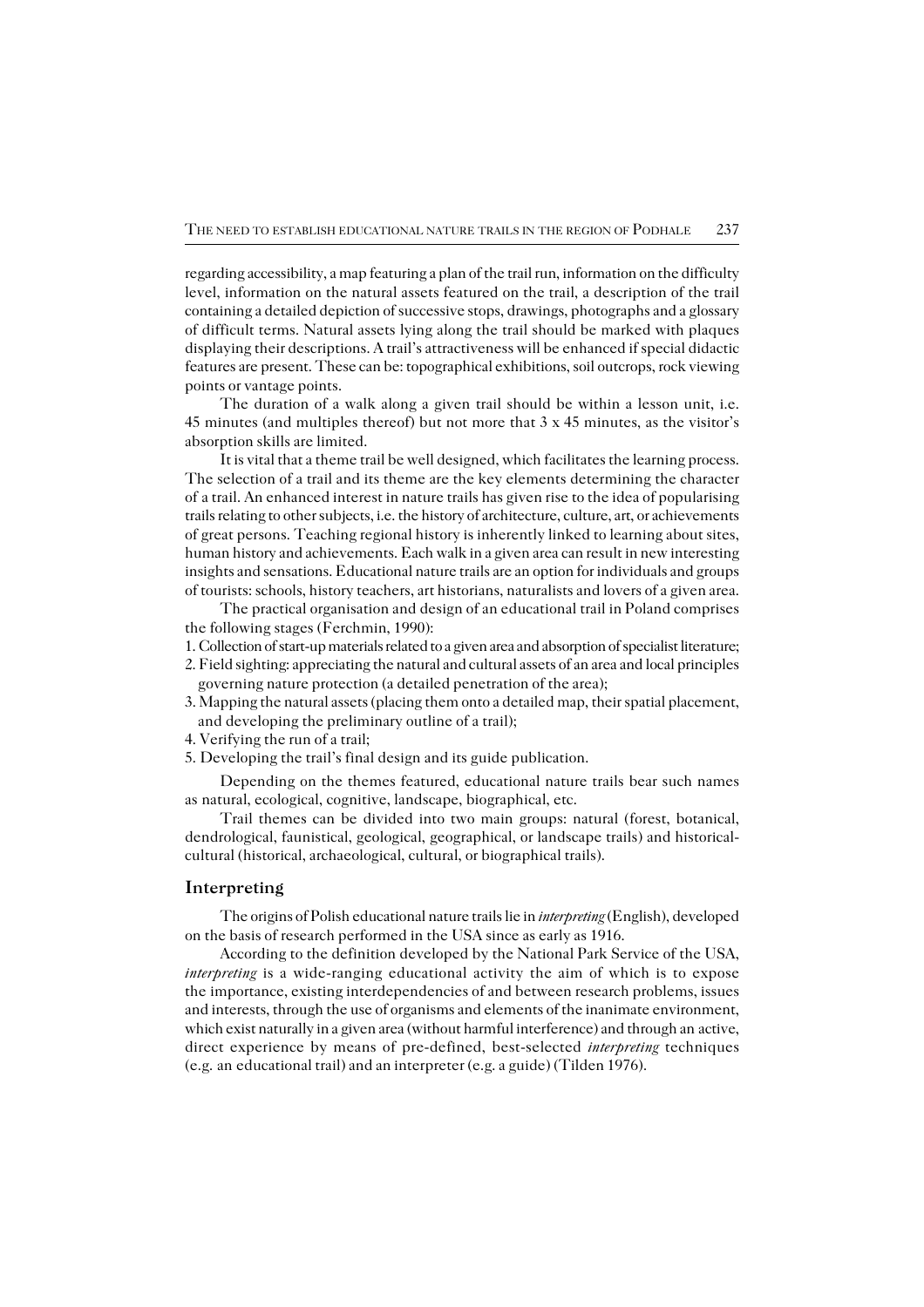regarding accessibility, a map featuring a plan of the trail run, information on the difficulty level, information on the natural assets featured on the trail, a description of the trail containing a detailed depiction of successive stops, drawings, photographs and a glossary of difficult terms. Natural assets lying along the trail should be marked with plaques displaying their descriptions. A trail's attractiveness will be enhanced if special didactic features are present. These can be: topographical exhibitions, soil outcrops, rock viewing points or vantage points.

The duration of a walk along a given trail should be within a lesson unit, i.e. 45 minutes (and multiples thereof) but not more that 3 x 45 minutes, as the visitor's absorption skills are limited.

It is vital that a theme trail be well designed, which facilitates the learning process. The selection of a trail and its theme are the key elements determining the character of a trail. An enhanced interest in nature trails has given rise to the idea of popularising trails relating to other subjects, i.e. the history of architecture, culture, art, or achievements of great persons. Teaching regional history is inherently linked to learning about sites, human history and achievements. Each walk in a given area can result in new interesting insights and sensations. Educational nature trails are an option for individuals and groups of tourists: schools, history teachers, art historians, naturalists and lovers of a given area.

The practical organisation and design of an educational trail in Poland comprises the following stages (Ferchmin, 1990):

1. Collection of start-up materials related to a given area and absorption of specialist literature;
2. Field sighting: appreciating the natural and cultural assets of an area and local principles governing nature protection (a detailed penetration of the area);
3. Mapping the natural assets (placing them onto a detailed map, their spatial placement, and developing the preliminary outline of a trail);
4. Verifying the run of a trail;
5. Developing the trail's final design and its guide publication.

Depending on the themes featured, educational nature trails bear such names as natural, ecological, cognitive, landscape, biographical, etc.

Trail themes can be divided into two main groups: natural (forest, botanical, dendrological, faunistical, geological, geographical, or landscape trails) and historical-cultural (historical, archaeological, cultural, or biographical trails).

## Interpreting

The origins of Polish educational nature trails lie in *interpreting* (English), developed on the basis of research performed in the USA since as early as 1916.

According to the definition developed by the National Park Service of the USA, *interpreting* is a wide-ranging educational activity the aim of which is to expose the importance, existing interdependencies of and between research problems, issues and interests, through the use of organisms and elements of the inanimate environment, which exist naturally in a given area (without harmful interference) and through an active, direct experience by means of pre-defined, best-selected *interpreting* techniques (e.g. an educational trail) and an interpreter (e.g. a guide) (Tilden 1976).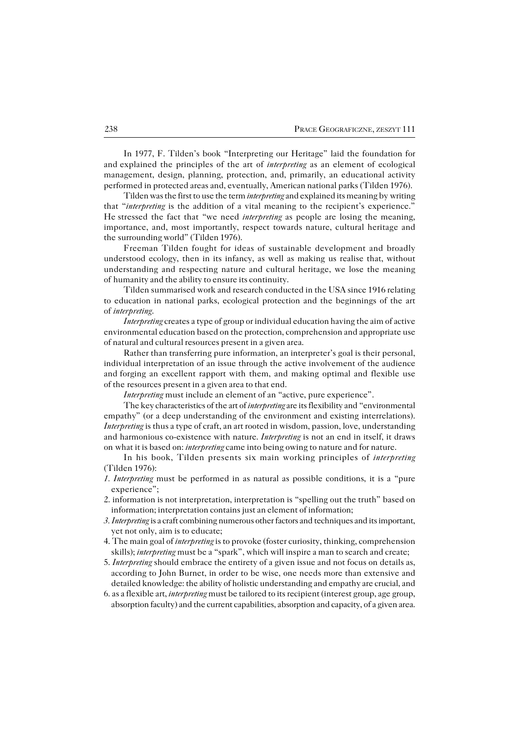In 1977, F. Tilden's book "Interpreting our Heritage" laid the foundation for and explained the principles of the art of *interpreting* as an element of ecological management, design, planning, protection, and, primarily, an educational activity performed in protected areas and, eventually, American national parks (Tilden 1976).

Tilden was the first to use the term *interpreting* and explained its meaning by writing that "*interpreting* is the addition of a vital meaning to the recipient's experience." He stressed the fact that "we need *interpreting* as people are losing the meaning, importance, and, most importantly, respect towards nature, cultural heritage and the surrounding world" (Tilden 1976).

Freeman Tilden fought for ideas of sustainable development and broadly understood ecology, then in its infancy, as well as making us realise that, without understanding and respecting nature and cultural heritage, we lose the meaning of humanity and the ability to ensure its continuity.

Tilden summarised work and research conducted in the USA since 1916 relating to education in national parks, ecological protection and the beginnings of the art of *interpreting*.

*Interpreting* creates a type of group or individual education having the aim of active environmental education based on the protection, comprehension and appropriate use of natural and cultural resources present in a given area.

Rather than transferring pure information, an interpreter's goal is their personal, individual interpretation of an issue through the active involvement of the audience and forging an excellent rapport with them, and making optimal and flexible use of the resources present in a given area to that end.

*Interpreting* must include an element of an "active, pure experience".

The key characteristics of the art of *interpreting* are its flexibility and "environmental empathy" (or a deep understanding of the environment and existing interrelations). *Interpreting* is thus a type of craft, an art rooted in wisdom, passion, love, understanding and harmonious co-existence with nature. *Interpreting* is not an end in itself, it draws on what it is based on: *interpreting* came into being owing to nature and for nature.

In his book, Tilden presents six main working principles of *interpreting* (Tilden 1976):

1. *Interpreting* must be performed in as natural as possible conditions, it is a "pure experience";
2. information is not interpretation, interpretation is "spelling out the truth" based on information; interpretation contains just an element of information;
3. *Interpreting* is a craft combining numerous other factors and techniques and its important, yet not only, aim is to educate;
4. The main goal of *interpreting* is to provoke (foster curiosity, thinking, comprehension skills); *interpreting* must be a "spark", which will inspire a man to search and create;
5. *Interpreting* should embrace the entirety of a given issue and not focus on details as, according to John Burnet, in order to be wise, one needs more than extensive and detailed knowledge: the ability of holistic understanding and empathy are crucial, and
6. as a flexible art, *interpreting* must be tailored to its recipient (interest group, age group, absorption faculty) and the current capabilities, absorption and capacity, of a given area.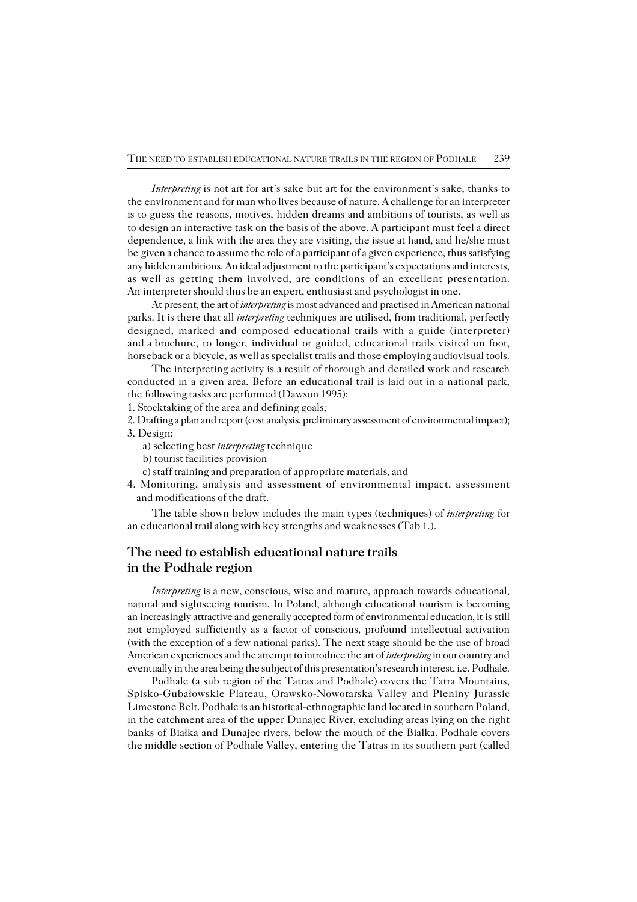*Interpreting* is not art for art's sake but art for the environment's sake, thanks to the environment and for man who lives because of nature. A challenge for an interpreter is to guess the reasons, motives, hidden dreams and ambitions of tourists, as well as to design an interactive task on the basis of the above. A participant must feel a direct dependence, a link with the area they are visiting, the issue at hand, and he/she must be given a chance to assume the role of a participant of a given experience, thus satisfying any hidden ambitions. An ideal adjustment to the participant's expectations and interests, as well as getting them involved, are conditions of an excellent presentation. An interpreter should thus be an expert, enthusiast and psychologist in one.

At present, the art of *interpreting* is most advanced and practised in American national parks. It is there that all *interpreting* techniques are utilised, from traditional, perfectly designed, marked and composed educational trails with a guide (interpreter) and a brochure, to longer, individual or guided, educational trails visited on foot, horseback or a bicycle, as well as specialist trails and those employing audiovisual tools.

The interpreting activity is a result of thorough and detailed work and research conducted in a given area. Before an educational trail is laid out in a national park, the following tasks are performed (Dawson 1995):

1. Stocktaking of the area and defining goals;
2. Drafting a plan and report (cost analysis, preliminary assessment of environmental impact);
3. Design:
   a) selecting best *interpreting* technique
   b) tourist facilities provision
   c) staff training and preparation of appropriate materials, and
4. Monitoring, analysis and assessment of environmental impact, assessment and modifications of the draft.

The table shown below includes the main types (techniques) of *interpreting* for an educational trail along with key strengths and weaknesses (Tab 1.).

## The need to establish educational nature trails in the Podhale region

*Interpreting* is a new, conscious, wise and mature, approach towards educational, natural and sightseeing tourism. In Poland, although educational tourism is becoming an increasingly attractive and generally accepted form of environmental education, it is still not employed sufficiently as a factor of conscious, profound intellectual activation (with the exception of a few national parks). The next stage should be the use of broad American experiences and the attempt to introduce the art of *interpreting* in our country and eventually in the area being the subject of this presentation's research interest, i.e. Podhale.

Podhale (a sub region of the Tatras and Podhale) covers the Tatra Mountains, Spisko-Gubałowskie Plateau, Orawsko-Nowotarska Valley and Pieniny Jurassic Limestone Belt. Podhale is an historical-ethnographic land located in southern Poland, in the catchment area of the upper Dunajec River, excluding areas lying on the right banks of Białka and Dunajec rivers, below the mouth of the Białka. Podhale covers the middle section of Podhale Valley, entering the Tatras in its southern part (called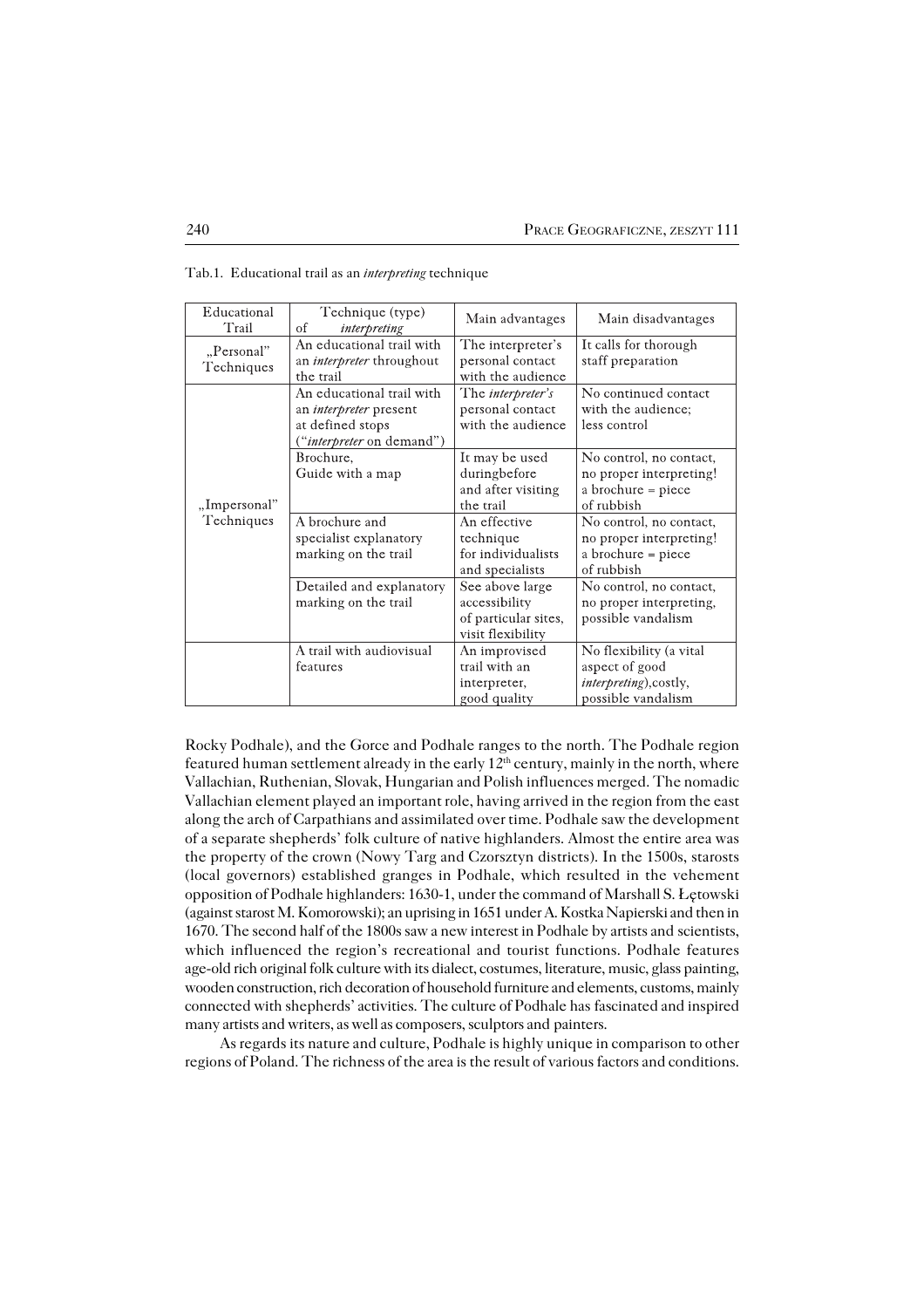Tab.1. Educational trail as an *interpreting* technique

| Educational Trail | Technique (type) of *interpreting* | Main advantages | Main disadvantages |
|---|---|---|---|
| „Personal" Techniques | An educational trail with an *interpreter* throughout the trail | The interpreter's personal contact with the audience | It calls for thorough staff preparation |
| „Impersonal" Techniques | An educational trail with an *interpreter* present at defined stops ("*interpreter* on demand") | The *interpreter's* personal contact with the audience | No continued contact with the audience; less control |
| | Brochure, Guide with a map | It may be used duringbefore and after visiting the trail | No control, no contact, no proper interpreting! a brochure = piece of rubbish |
| | A brochure and specialist explanatory marking on the trail | An effective technique for individualists and specialists | No control, no contact, no proper interpreting! a brochure = piece of rubbish |
| | Detailed and explanatory marking on the trail | See above large accessibility of particular sites, visit flexibility | No control, no contact, no proper interpreting, possible vandalism |
| | A trail with audiovisual features | An improvised trail with an interpreter, good quality | No flexibility (a vital aspect of good *interpreting*),costly, possible vandalism |

Rocky Podhale), and the Gorce and Podhale ranges to the north. The Podhale region featured human settlement already in the early 12[th] century, mainly in the north, where Vallachian, Ruthenian, Slovak, Hungarian and Polish influences merged. The nomadic Vallachian element played an important role, having arrived in the region from the east along the arch of Carpathians and assimilated over time. Podhale saw the development of a separate shepherds' folk culture of native highlanders. Almost the entire area was the property of the crown (Nowy Targ and Czorsztyn districts). In the 1500s, starosts (local governors) established granges in Podhale, which resulted in the vehement opposition of Podhale highlanders: 1630-1, under the command of Marshall S. Łętowski (against starost M. Komorowski); an uprising in 1651 under A. Kostka Napierski and then in 1670. The second half of the 1800s saw a new interest in Podhale by artists and scientists, which influenced the region's recreational and tourist functions. Podhale features age-old rich original folk culture with its dialect, costumes, literature, music, glass painting, wooden construction, rich decoration of household furniture and elements, customs, mainly connected with shepherds' activities. The culture of Podhale has fascinated and inspired many artists and writers, as well as composers, sculptors and painters.

As regards its nature and culture, Podhale is highly unique in comparison to other regions of Poland. The richness of the area is the result of various factors and conditions.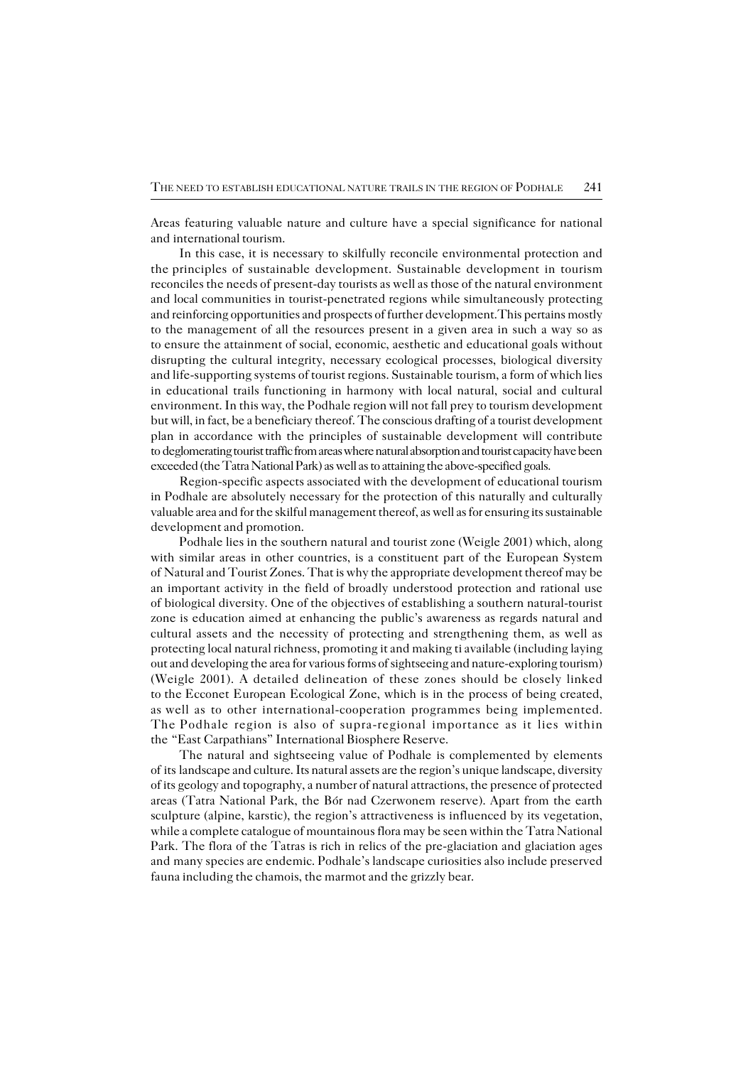Areas featuring valuable nature and culture have a special significance for national and international tourism.

In this case, it is necessary to skilfully reconcile environmental protection and the principles of sustainable development. Sustainable development in tourism reconciles the needs of present-day tourists as well as those of the natural environment and local communities in tourist-penetrated regions while simultaneously protecting and reinforcing opportunities and prospects of further development. This pertains mostly to the management of all the resources present in a given area in such a way so as to ensure the attainment of social, economic, aesthetic and educational goals without disrupting the cultural integrity, necessary ecological processes, biological diversity and life-supporting systems of tourist regions. Sustainable tourism, a form of which lies in educational trails functioning in harmony with local natural, social and cultural environment. In this way, the Podhale region will not fall prey to tourism development but will, in fact, be a beneficiary thereof. The conscious drafting of a tourist development plan in accordance with the principles of sustainable development will contribute to deglomerating tourist traffic from areas where natural absorption and tourist capacity have been exceeded (the Tatra National Park) as well as to attaining the above-specified goals.

Region-specific aspects associated with the development of educational tourism in Podhale are absolutely necessary for the protection of this naturally and culturally valuable area and for the skilful management thereof, as well as for ensuring its sustainable development and promotion.

Podhale lies in the southern natural and tourist zone (Weigle 2001) which, along with similar areas in other countries, is a constituent part of the European System of Natural and Tourist Zones. That is why the appropriate development thereof may be an important activity in the field of broadly understood protection and rational use of biological diversity. One of the objectives of establishing a southern natural-tourist zone is education aimed at enhancing the public's awareness as regards natural and cultural assets and the necessity of protecting and strengthening them, as well as protecting local natural richness, promoting it and making ti available (including laying out and developing the area for various forms of sightseeing and nature-exploring tourism) (Weigle 2001). A detailed delineation of these zones should be closely linked to the Ecconet European Ecological Zone, which is in the process of being created, as well as to other international-cooperation programmes being implemented. The Podhale region is also of supra-regional importance as it lies within the "East Carpathians" International Biosphere Reserve.

The natural and sightseeing value of Podhale is complemented by elements of its landscape and culture. Its natural assets are the region's unique landscape, diversity of its geology and topography, a number of natural attractions, the presence of protected areas (Tatra National Park, the Bór nad Czerwonem reserve). Apart from the earth sculpture (alpine, karstic), the region's attractiveness is influenced by its vegetation, while a complete catalogue of mountainous flora may be seen within the Tatra National Park. The flora of the Tatras is rich in relics of the pre-glaciation and glaciation ages and many species are endemic. Podhale's landscape curiosities also include preserved fauna including the chamois, the marmot and the grizzly bear.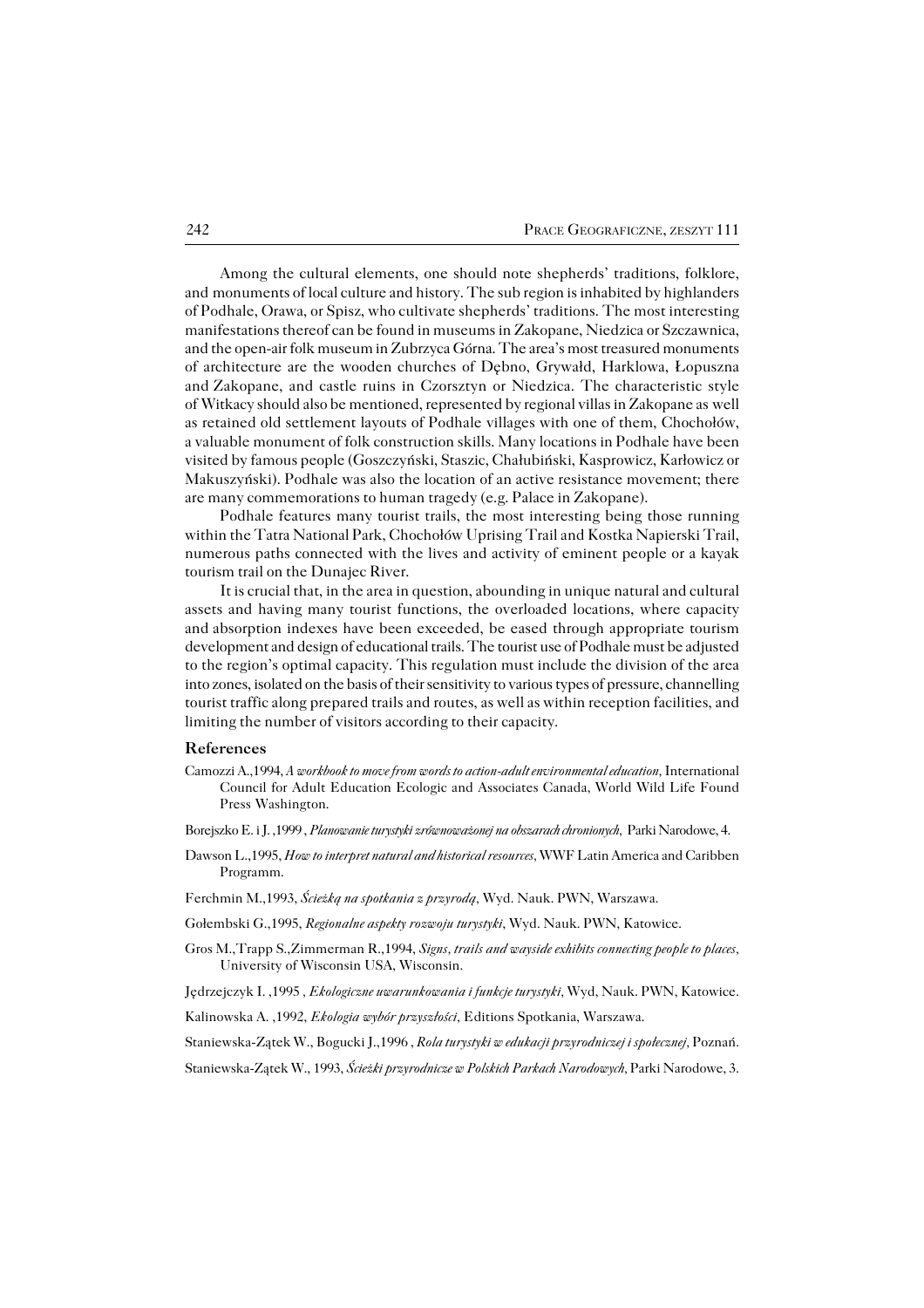Among the cultural elements, one should note shepherds' traditions, folklore, and monuments of local culture and history. The sub region is inhabited by highlanders of Podhale, Orawa, or Spisz, who cultivate shepherds' traditions. The most interesting manifestations thereof can be found in museums in Zakopane, Niedzica or Szczawnica, and the open-air folk museum in Zubrzyca Górna. The area's most treasured monuments of architecture are the wooden churches of Dębno, Grywałd, Harklowa, Łopuszna and Zakopane, and castle ruins in Czorsztyn or Niedzica. The characteristic style of Witkacy should also be mentioned, represented by regional villas in Zakopane as well as retained old settlement layouts of Podhale villages with one of them, Chochołów, a valuable monument of folk construction skills. Many locations in Podhale have been visited by famous people (Goszczyński, Staszic, Chałubiński, Kasprowicz, Karłowicz or Makuszyński). Podhale was also the location of an active resistance movement; there are many commemorations to human tragedy (e.g. Palace in Zakopane).

Podhale features many tourist trails, the most interesting being those running within the Tatra National Park, Chochołów Uprising Trail and Kostka Napierski Trail, numerous paths connected with the lives and activity of eminent people or a kayak tourism trail on the Dunajec River.

It is crucial that, in the area in question, abounding in unique natural and cultural assets and having many tourist functions, the overloaded locations, where capacity and absorption indexes have been exceeded, be eased through appropriate tourism development and design of educational trails. The tourist use of Podhale must be adjusted to the region's optimal capacity. This regulation must include the division of the area into zones, isolated on the basis of their sensitivity to various types of pressure, channelling tourist traffic along prepared trails and routes, as well as within reception facilities, and limiting the number of visitors according to their capacity.

## References

Camozzi A.,1994, *A workbook to move from words to action-adult environmental education*, International Council for Adult Education Ecologic and Associates Canada, World Wild Life Found Press Washington.

Borejszko E. i J. ,1999 , *Planowanie turystyki zrównoważonej na obszarach chronionych*, Parki Narodowe, 4.

Dawson L.,1995, *How to interpret natural and historical resources*, WWF Latin America and Caribben Programm.

Ferchmin M.,1993, *Ścieżką na spotkania z przyrodą*, Wyd. Nauk. PWN, Warszawa.

Gołembski G.,1995, *Regionalne aspekty rozwoju turystyki*, Wyd. Nauk. PWN, Katowice.

Gros M.,Trapp S.,Zimmerman R.,1994, *Signs, trails and wayside exhibits connecting people to places*, University of Wisconsin USA, Wisconsin.

Jędrzejczyk I. ,1995 , *Ekologiczne uwarunkowania i funkcje turystyki*, Wyd, Nauk. PWN, Katowice.

Kalinowska A. ,1992, *Ekologia wybór przyszłości*, Editions Spotkania, Warszawa.

Staniewska-Zątek W., Bogucki J.,1996 , *Rola turystyki w edukacji przyrodniczej i społecznej*, Poznań.

Staniewska-Zątek W., 1993, *Ścieżki przyrodnicze w Polskich Parkach Narodowych*, Parki Narodowe, 3.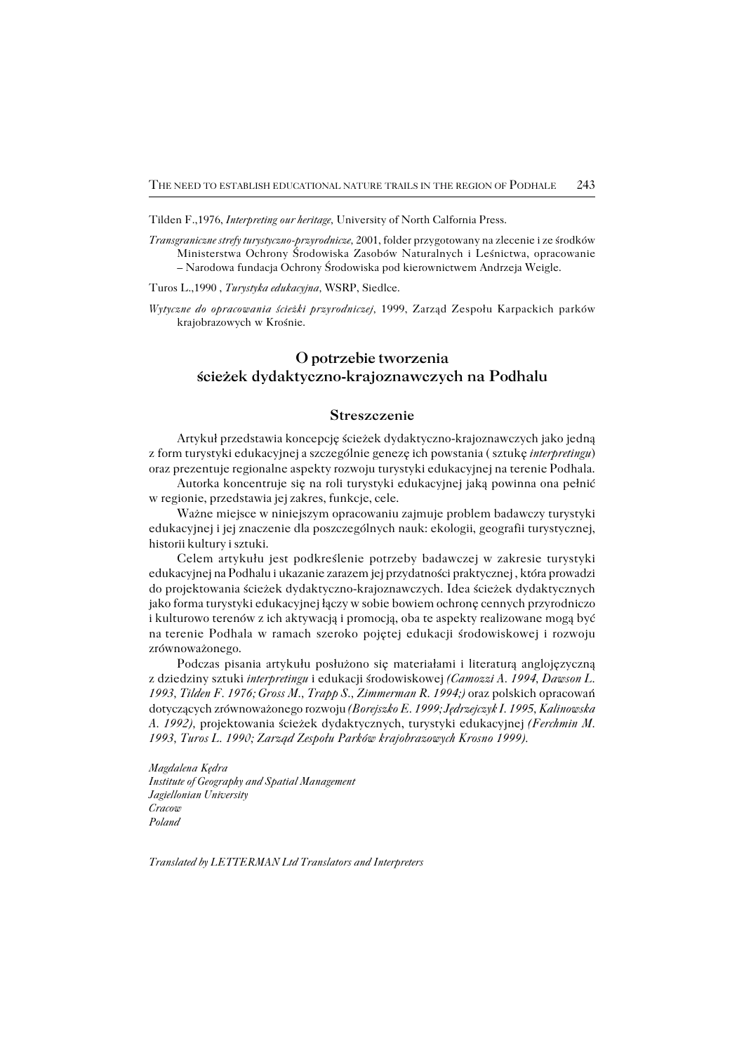Tilden F.,1976, *Interpreting our heritage*, University of North Calfornia Press.

*Transgraniczne strefy turystyczno-przyrodnicze*, 2001, folder przygotowany na zlecenie i ze środków Ministerstwa Ochrony Środowiska Zasobów Naturalnych i Leśnictwa, opracowanie – Narodowa fundacja Ochrony Środowiska pod kierownictwem Andrzeja Weigle.

Turos L.,1990 , *Turystyka edukacyjna*, WSRP, Siedlce.

*Wytyczne do opracowania ścieżki przyrodniczej*, 1999, Zarząd Zespołu Karpackich parków krajobrazowych w Krośnie.

## O potrzebie tworzenia ścieżek dydaktyczno-krajoznawczych na Podhalu

### Streszczenie

Artykuł przedstawia koncepcję ścieżek dydaktyczno-krajoznawczych jako jedną z form turystyki edukacyjnej a szczególnie genezę ich powstania ( sztukę *interpretingu*) oraz prezentuje regionalne aspekty rozwoju turystyki edukacyjnej na terenie Podhala.

Autorka koncentruje się na roli turystyki edukacyjnej jaką powinna ona pełnić w regionie, przedstawia jej zakres, funkcje, cele.

Ważne miejsce w niniejszym opracowaniu zajmuje problem badawczy turystyki edukacyjnej i jej znaczenie dla poszczególnych nauk: ekologii, geografii turystycznej, historii kultury i sztuki.

Celem artykułu jest podkreślenie potrzeby badawczej w zakresie turystyki edukacyjnej na Podhalu i ukazanie zarazem jej przydatności praktycznej , która prowadzi do projektowania ścieżek dydaktyczno-krajoznawczych. Idea ścieżek dydaktycznych jako forma turystyki edukacyjnej łączy w sobie bowiem ochronę cennych przyrodniczo i kulturowo terenów z ich aktywacją i promocją, oba te aspekty realizowane mogą być na terenie Podhala w ramach szeroko pojętej edukacji środowiskowej i rozwoju zrównoważonego.

Podczas pisania artykułu posłużono się materiałami i literaturą anglojęzyczną z dziedziny sztuki *interpretingu* i edukacji środowiskowej *(Camozzi A. 1994, Dawson L. 1993, Tilden F. 1976; Gross M., Trapp S., Zimmerman R. 1994;)* oraz polskich opracowań dotyczących zrównoważonego rozwoju *(Borejszko E. 1999; Jędrzejczyk I. 1995, Kalinowska A. 1992)*, projektowania ścieżek dydaktycznych, turystyki edukacyjnej *(Ferchmin M. 1993, Turos L. 1990; Zarząd Zespołu Parków krajobrazowych Krosno 1999).*

*Magdalena Kędra*
*Institute of Geography and Spatial Management*
*Jagiellonian University*
*Cracow*
*Poland*

*Translated by LETTERMAN Ltd Translators and Interpreters*